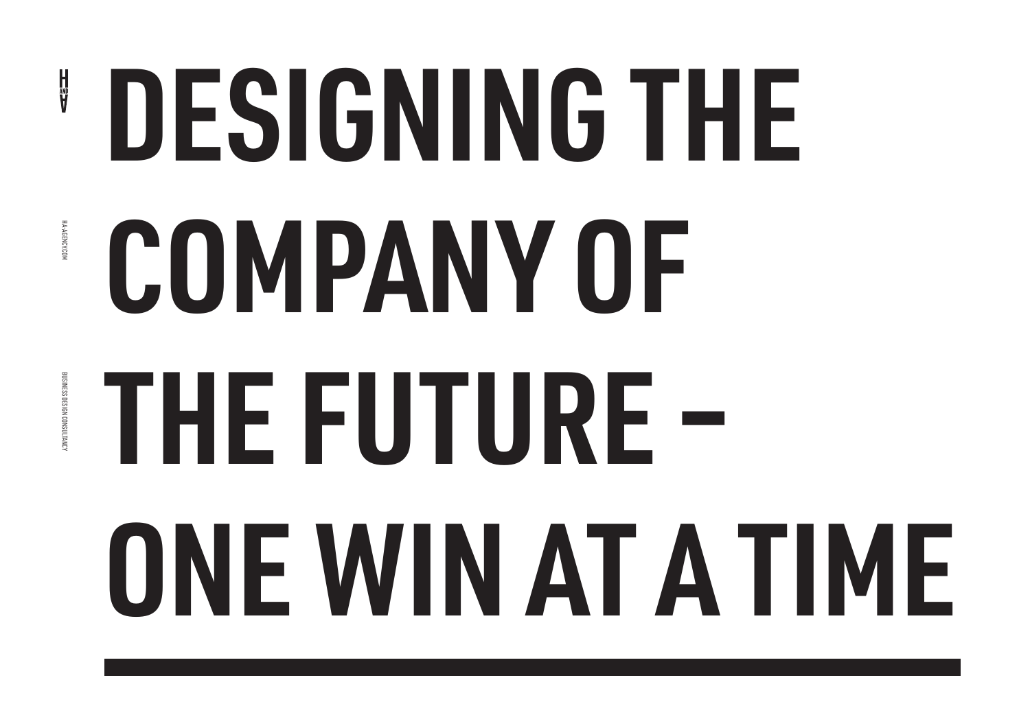H AND A

HA-AGENCY.COM

BUSINESS DESIGN CONSULTANCY

# DESIGNING THE COMPANY OF THE FUTURE – ONE WIN AT A TIME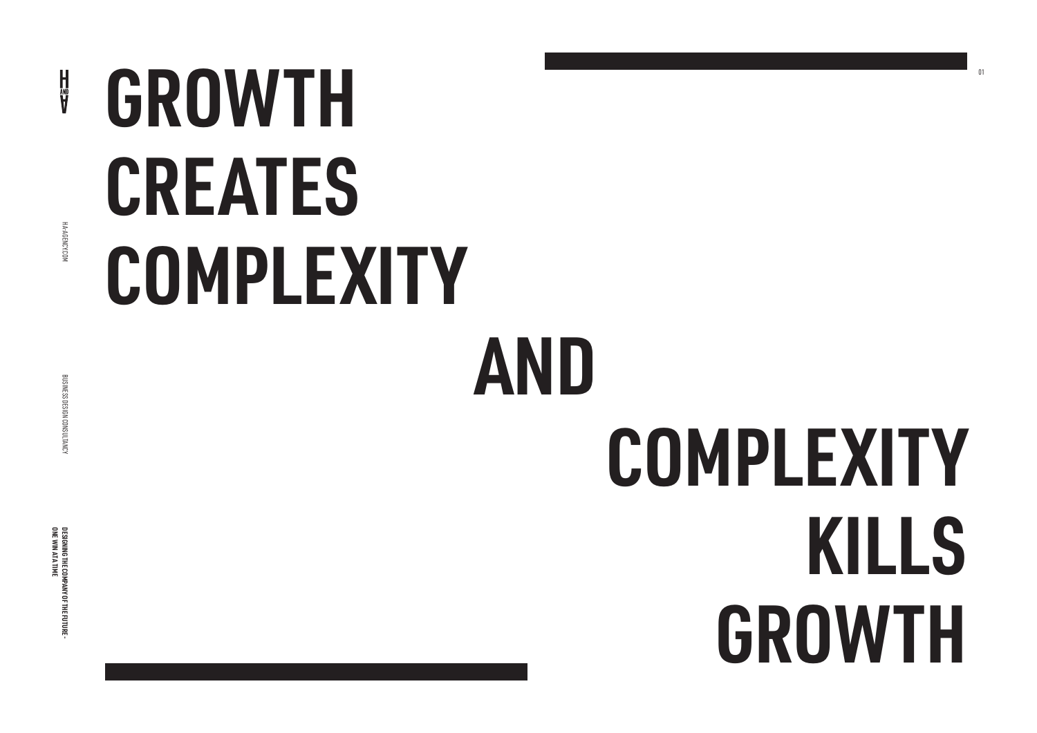# GROWTH CREATES COMPLEXITY AND COMPLEXITY KILLS GROWTH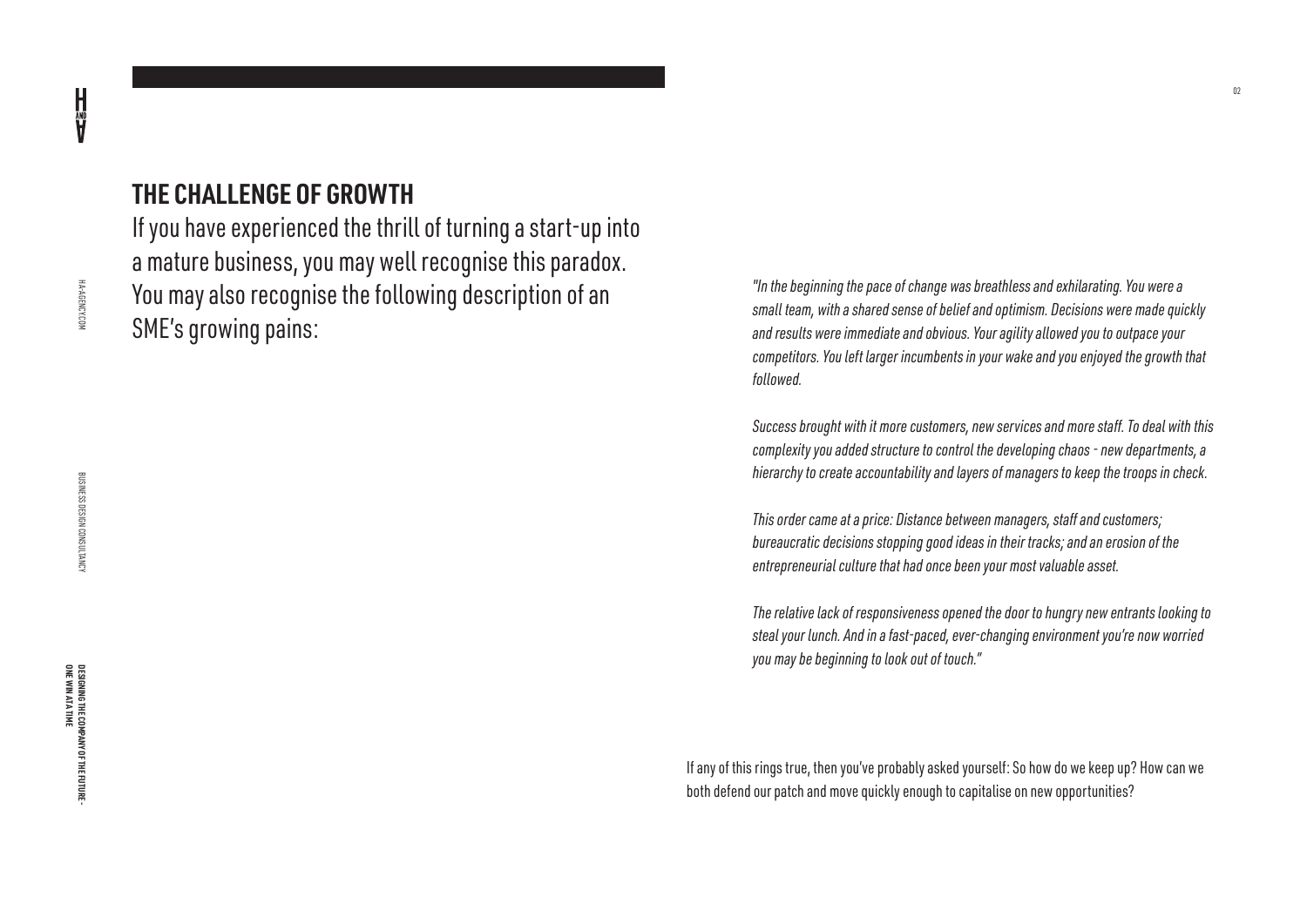## THE CHALLENGE OF GROWTH

If you have experienced the thrill of turning a start-up into a mature business, you may well recognise this paradox. You may also recognise the following description of an SME's growing pains:

*"In the beginning the pace of change was breathless and exhilarating. You were a small team, with a shared sense of belief and optimism. Decisions were made quickly and results were immediate and obvious. Your agility allowed you to outpace your competitors. You left larger incumbents in your wake and you enjoyed the growth that followed.*

*Success brought with it more customers, new services and more staff. To deal with this complexity you added structure to control the developing chaos - new departments, a hierarchy to create accountability and layers of managers to keep the troops in check.*

*This order came at a price: Distance between managers, staff and customers; bureaucratic decisions stopping good ideas in their tracks; and an erosion of the entrepreneurial culture that had once been your most valuable asset.*

*The relative lack of responsiveness opened the door to hungry new entrants looking to steal your lunch. And in a fast-paced, ever-changing environment you're now worried you may be beginning to look out of touch."*

If any of this rings true, then you've probably asked yourself: So how do we keep up? How can we both defend our patch and move quickly enough to capitalise on new opportunities?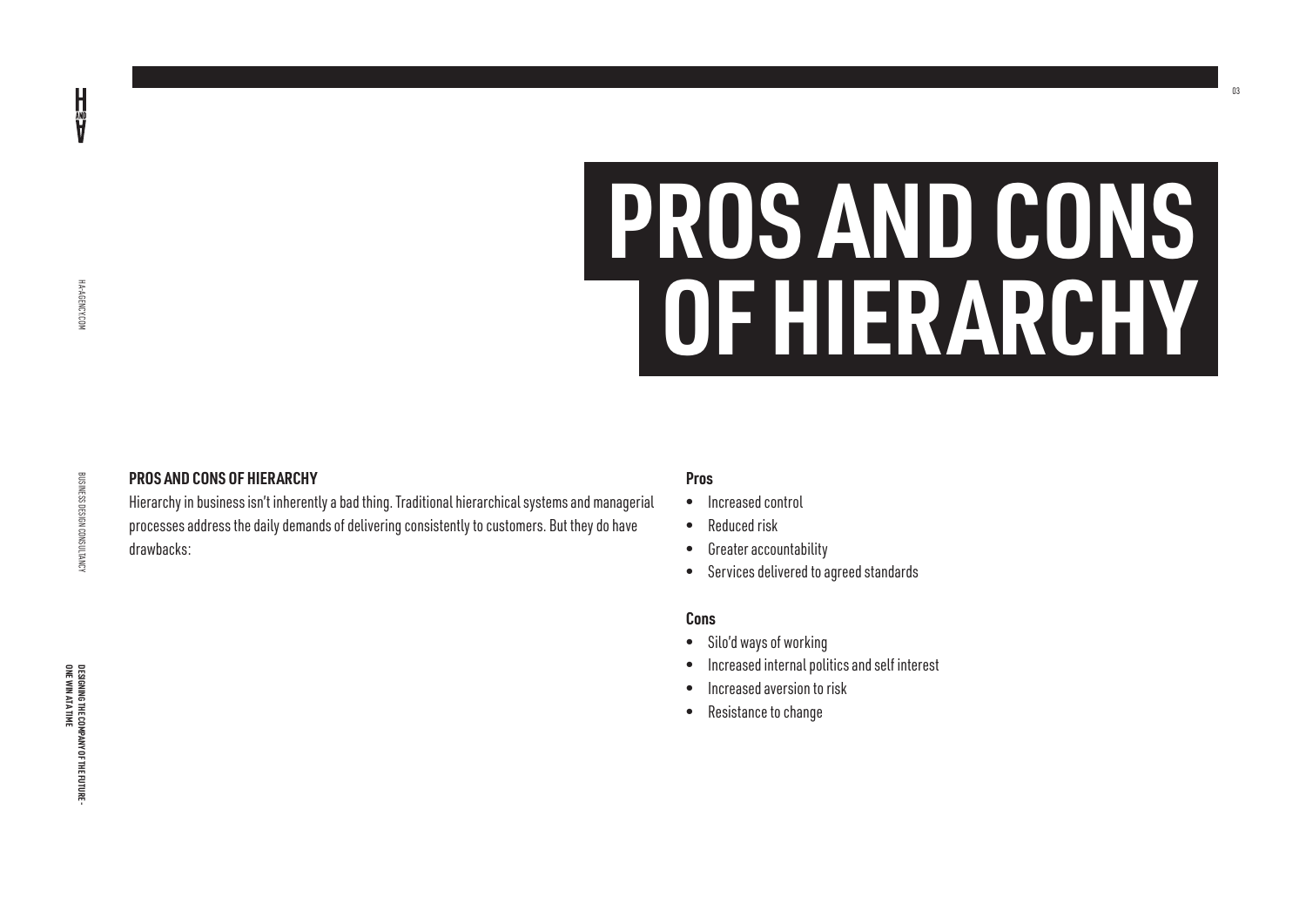# PROS AND CONS OF HIERARCHY

### PROS AND CONS OF HIERARCHY

Hierarchy in business isn't inherently a bad thing. Traditional hierarchical systems and managerial processes address the daily demands of delivering consistently to customers. But they do have drawbacks:

**Pros**

- Increased control
- Reduced risk
- Greater accountability
- Services delivered to agreed standards

**Cons**

- Silo'd ways of working
- Increased internal politics and self interest
- Increased aversion to risk
- Resistance to change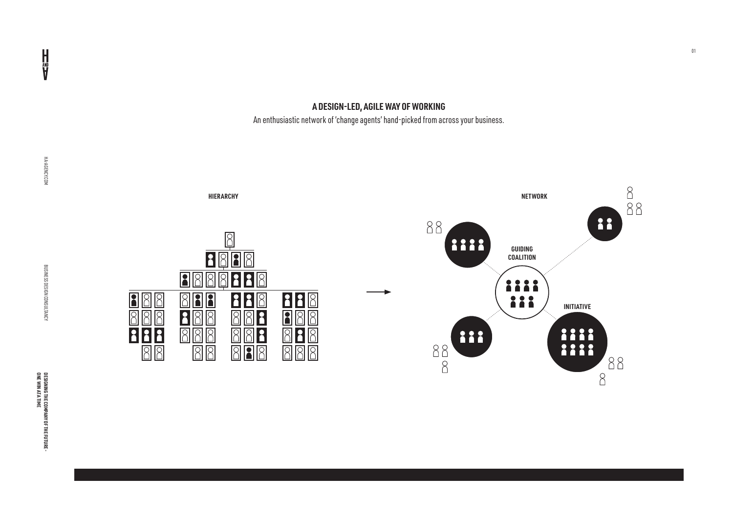## A DESIGN-LED, AGILE WAY OF WORKING

An enthusiastic network of 'change agents' hand-picked from across your business.

HIERARCHY

NETWORK

GUIDING COALITION

INITIATIVE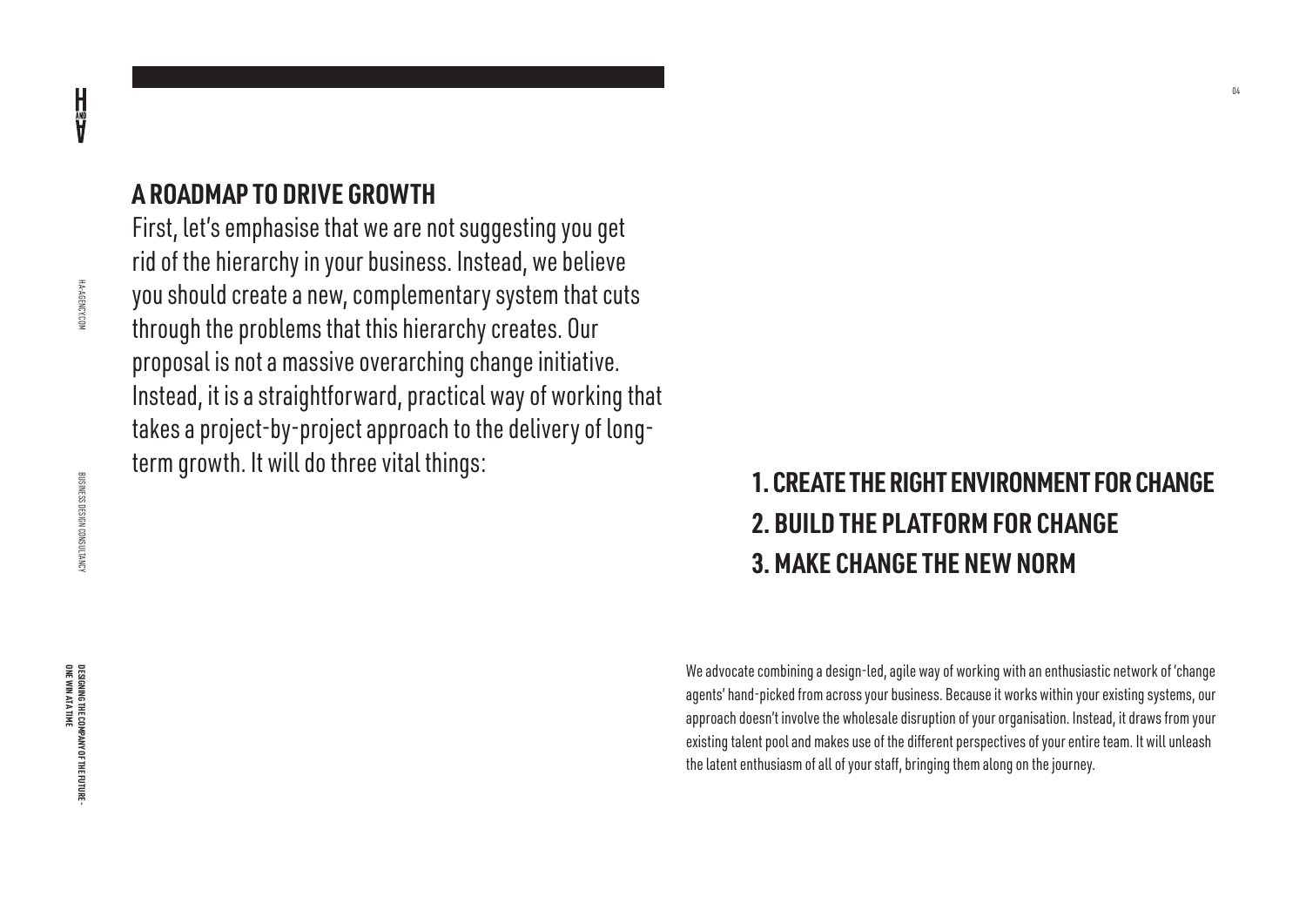## A ROADMAP TO DRIVE GROWTH

First, let's emphasise that we are not suggesting you get rid of the hierarchy in your business. Instead, we believe you should create a new, complementary system that cuts through the problems that this hierarchy creates. Our proposal is not a massive overarching change initiative. Instead, it is a straightforward, practical way of working that takes a project-by-project approach to the delivery of long-term growth. It will do three vital things:

### 1. CREATE THE RIGHT ENVIRONMENT FOR CHANGE
### 2. BUILD THE PLATFORM FOR CHANGE
### 3. MAKE CHANGE THE NEW NORM

We advocate combining a design-led, agile way of working with an enthusiastic network of 'change agents' hand-picked from across your business. Because it works within your existing systems, our approach doesn't involve the wholesale disruption of your organisation. Instead, it draws from your existing talent pool and makes use of the different perspectives of your entire team. It will unleash the latent enthusiasm of all of your staff, bringing them along on the journey.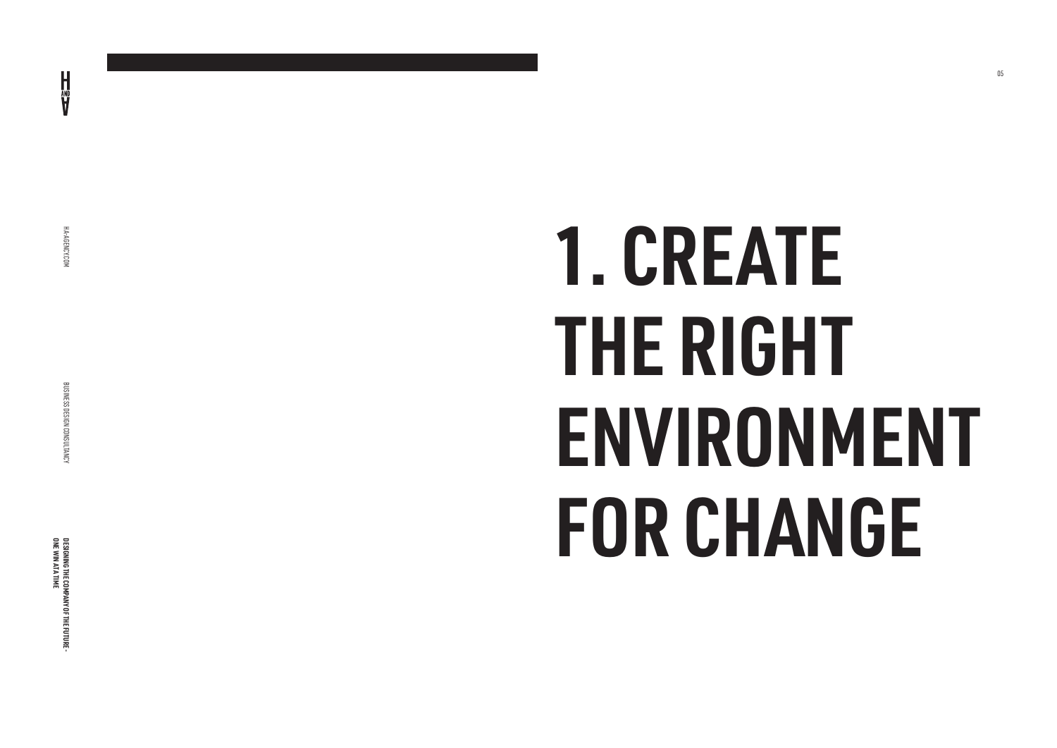# 1. CREATE THE RIGHT ENVIRONMENT FOR CHANGE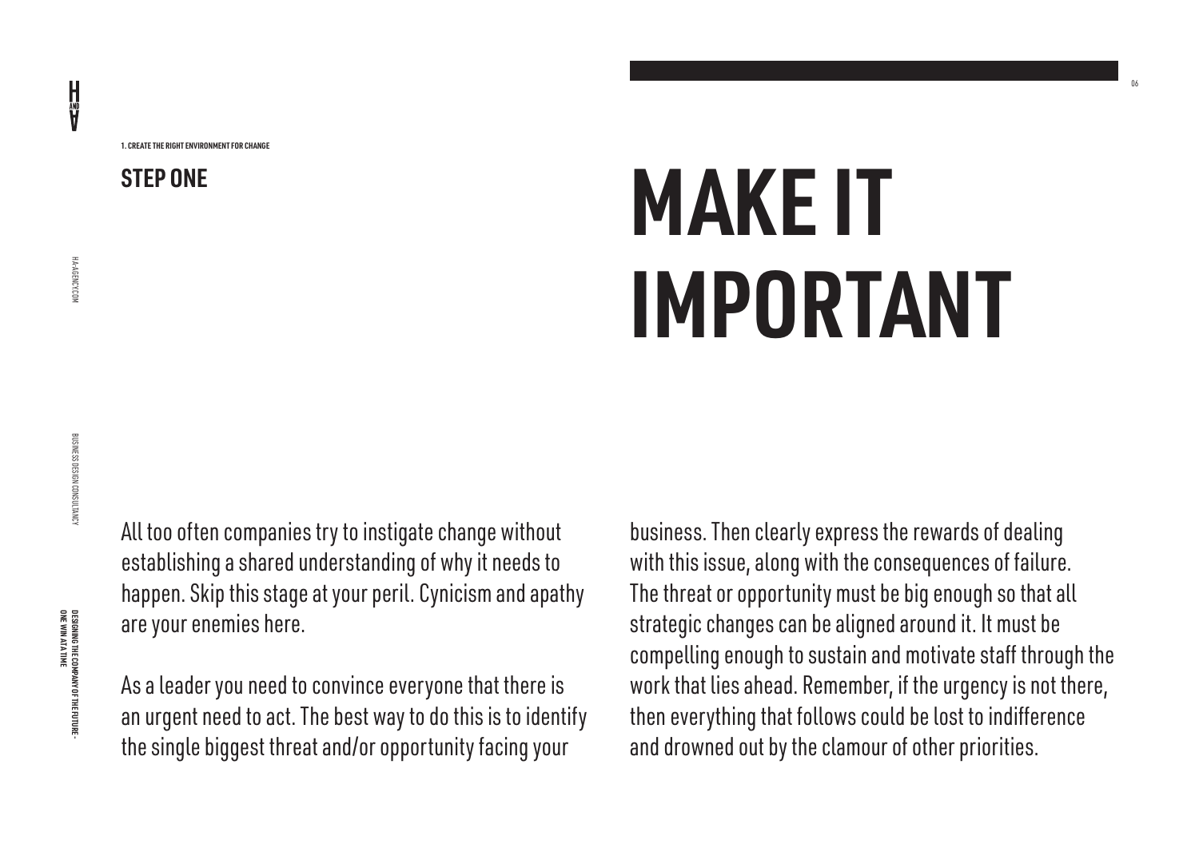1. CREATE THE RIGHT ENVIRONMENT FOR CHANGE

## STEP ONE

# MAKE IT IMPORTANT

All too often companies try to instigate change without establishing a shared understanding of why it needs to happen. Skip this stage at your peril. Cynicism and apathy are your enemies here.

As a leader you need to convince everyone that there is an urgent need to act. The best way to do this is to identify the single biggest threat and/or opportunity facing your business. Then clearly express the rewards of dealing with this issue, along with the consequences of failure. The threat or opportunity must be big enough so that all strategic changes can be aligned around it. It must be compelling enough to sustain and motivate staff through the work that lies ahead. Remember, if the urgency is not there, then everything that follows could be lost to indifference and drowned out by the clamour of other priorities.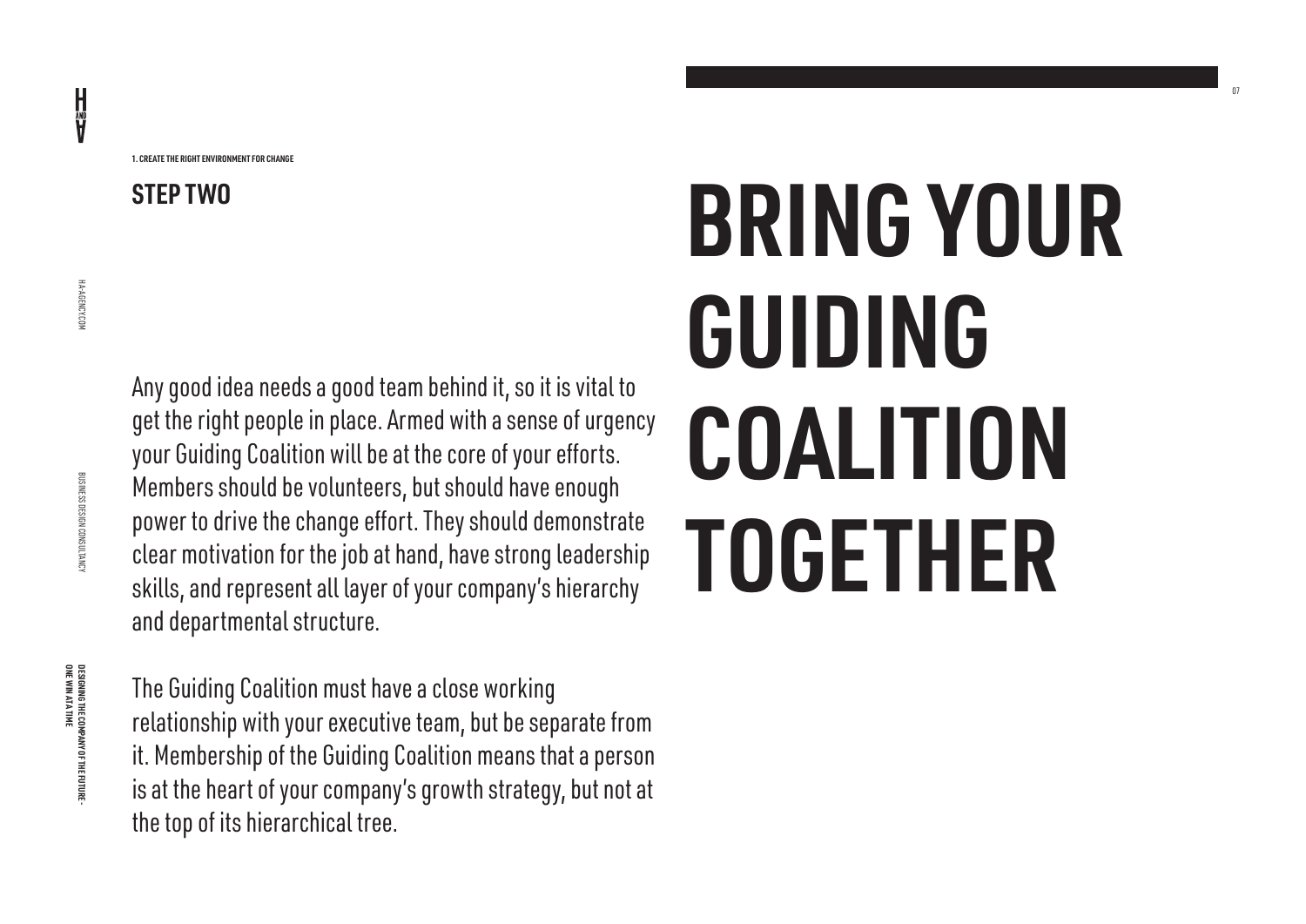1. CREATE THE RIGHT ENVIRONMENT FOR CHANGE

## STEP TWO

# BRING YOUR GUIDING COALITION TOGETHER

Any good idea needs a good team behind it, so it is vital to get the right people in place. Armed with a sense of urgency your Guiding Coalition will be at the core of your efforts. Members should be volunteers, but should have enough power to drive the change effort. They should demonstrate clear motivation for the job at hand, have strong leadership skills, and represent all layer of your company's hierarchy and departmental structure.

The Guiding Coalition must have a close working relationship with your executive team, but be separate from it. Membership of the Guiding Coalition means that a person is at the heart of your company's growth strategy, but not at the top of its hierarchical tree.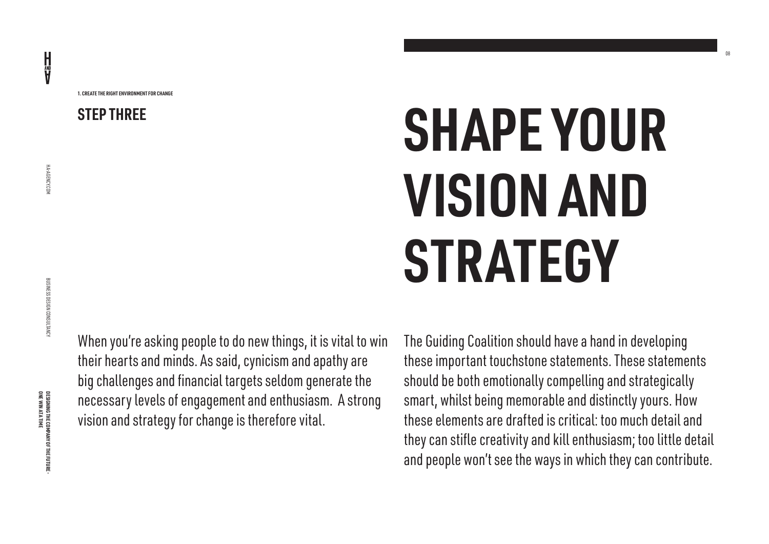1. CREATE THE RIGHT ENVIRONMENT FOR CHANGE

## STEP THREE

# SHAPE YOUR VISION AND STRATEGY

When you're asking people to do new things, it is vital to win their hearts and minds. As said, cynicism and apathy are big challenges and financial targets seldom generate the necessary levels of engagement and enthusiasm. A strong vision and strategy for change is therefore vital.

The Guiding Coalition should have a hand in developing these important touchstone statements. These statements should be both emotionally compelling and strategically smart, whilst being memorable and distinctly yours. How these elements are drafted is critical: too much detail and they can stifle creativity and kill enthusiasm; too little detail and people won't see the ways in which they can contribute.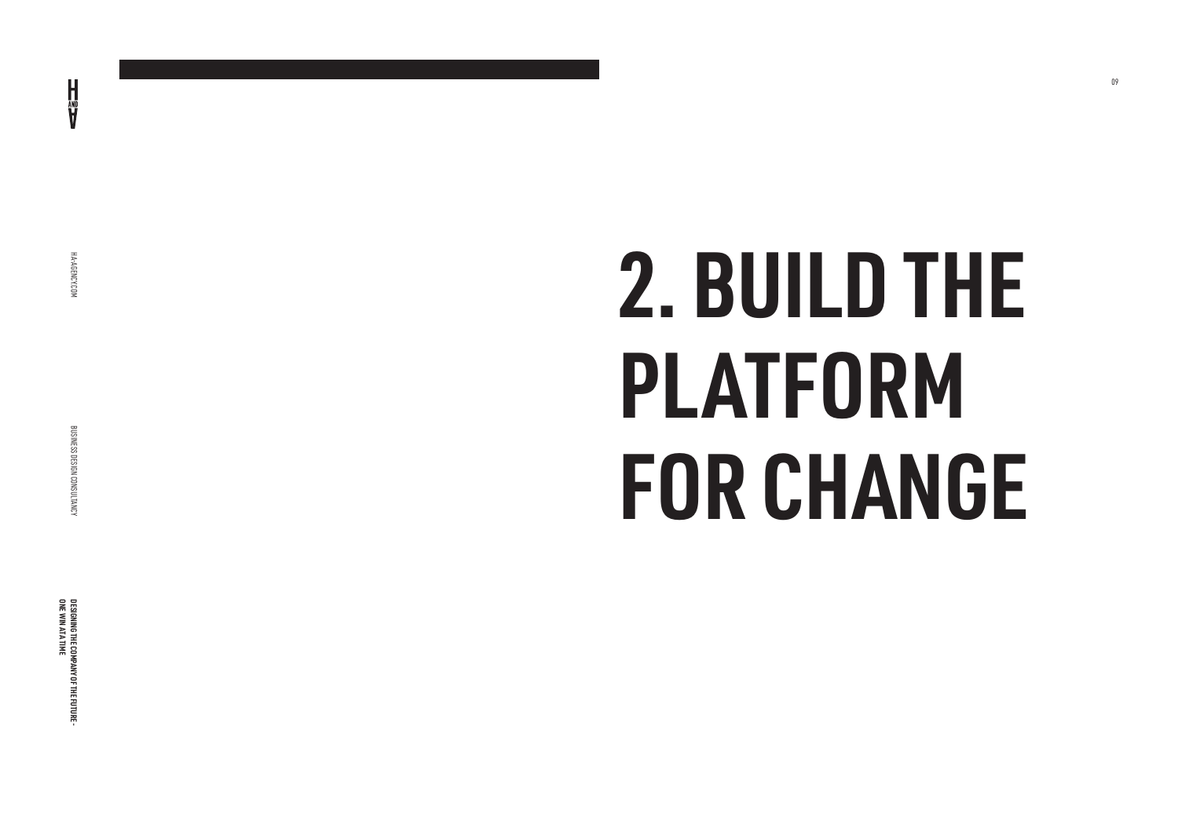# 2. BUILD THE PLATFORM FOR CHANGE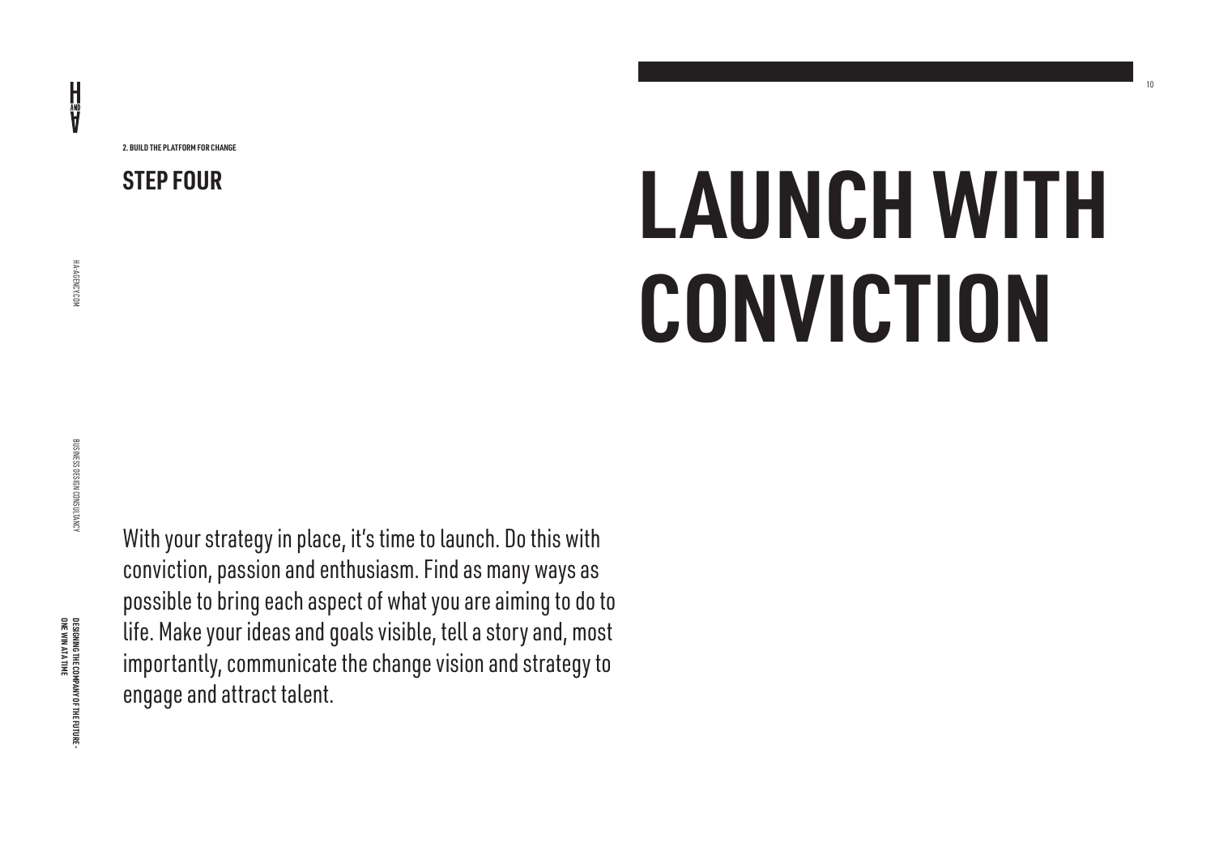2. BUILD THE PLATFORM FOR CHANGE

## STEP FOUR

# LAUNCH WITH CONVICTION

With your strategy in place, it's time to launch. Do this with conviction, passion and enthusiasm. Find as many ways as possible to bring each aspect of what you are aiming to do to life. Make your ideas and goals visible, tell a story and, most importantly, communicate the change vision and strategy to engage and attract talent.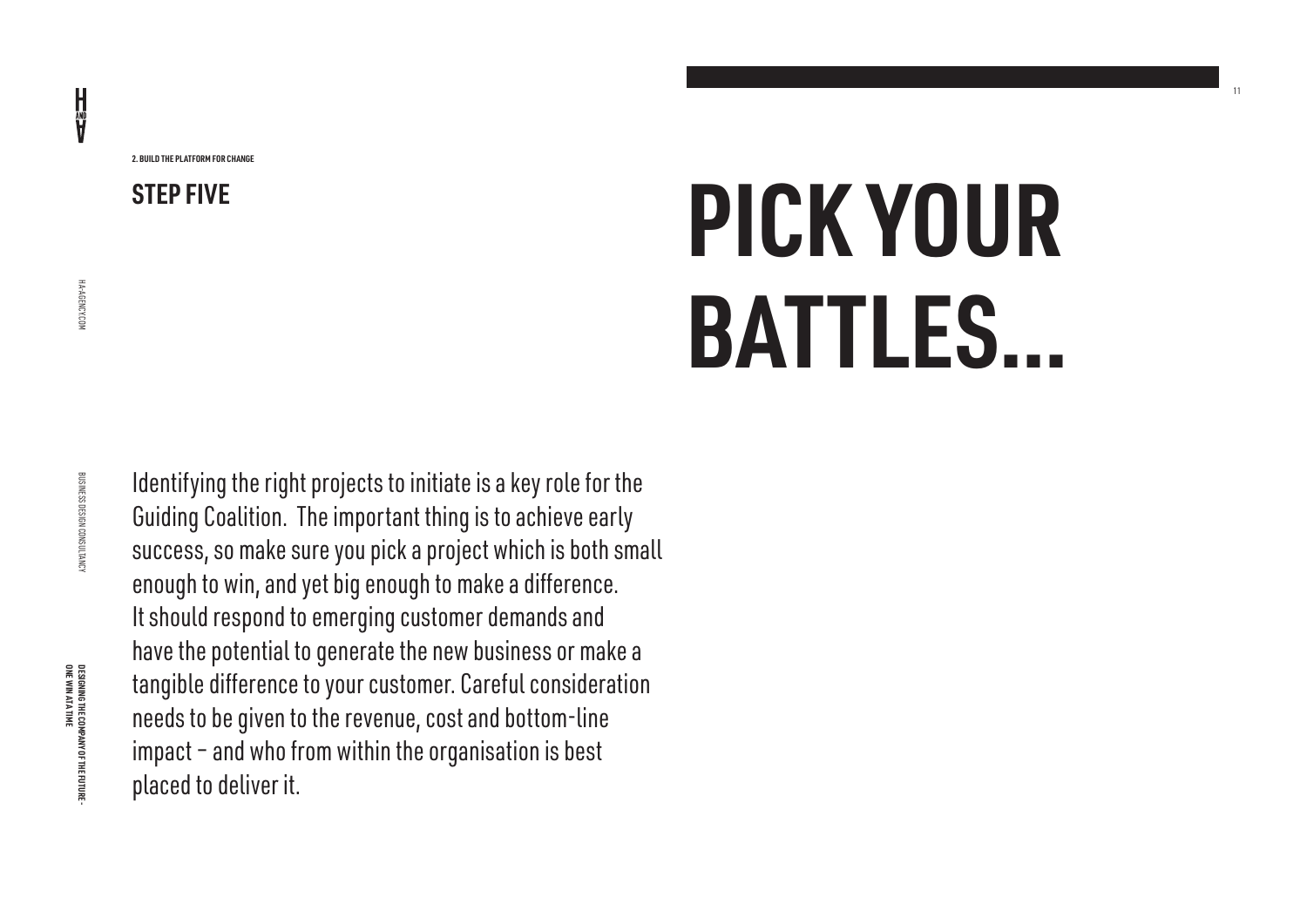2. BUILD THE PLATFORM FOR CHANGE

## STEP FIVE

# PICK YOUR BATTLES...

Identifying the right projects to initiate is a key role for the Guiding Coalition. The important thing is to achieve early success, so make sure you pick a project which is both small enough to win, and yet big enough to make a difference. It should respond to emerging customer demands and have the potential to generate the new business or make a tangible difference to your customer. Careful consideration needs to be given to the revenue, cost and bottom-line impact – and who from within the organisation is best placed to deliver it.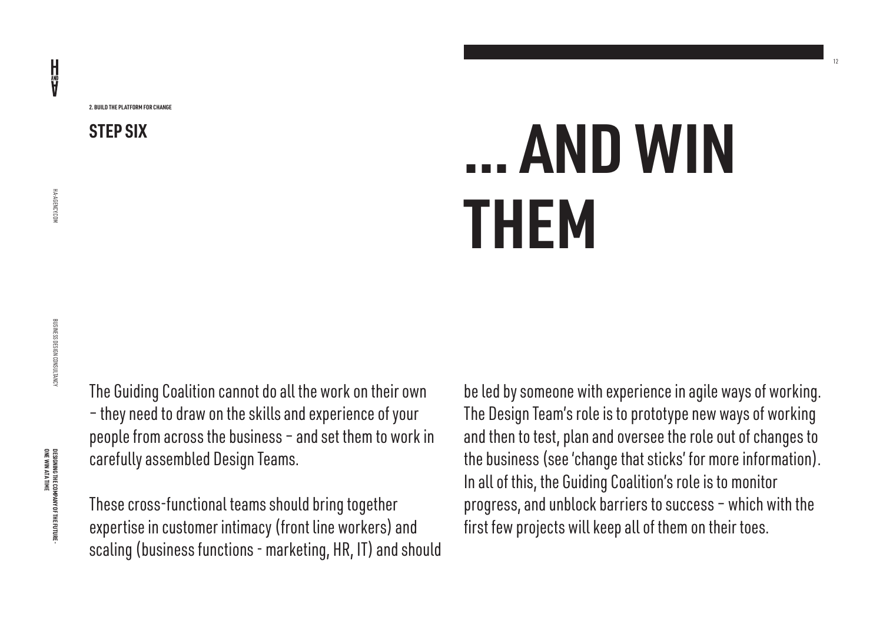2. BUILD THE PLATFORM FOR CHANGE

## STEP SIX

# ... AND WIN THEM

The Guiding Coalition cannot do all the work on their own – they need to draw on the skills and experience of your people from across the business – and set them to work in carefully assembled Design Teams.

These cross-functional teams should bring together expertise in customer intimacy (front line workers) and scaling (business functions - marketing, HR, IT) and should be led by someone with experience in agile ways of working. The Design Team's role is to prototype new ways of working and then to test, plan and oversee the role out of changes to the business (see 'change that sticks' for more information). In all of this, the Guiding Coalition's role is to monitor progress, and unblock barriers to success – which with the first few projects will keep all of them on their toes.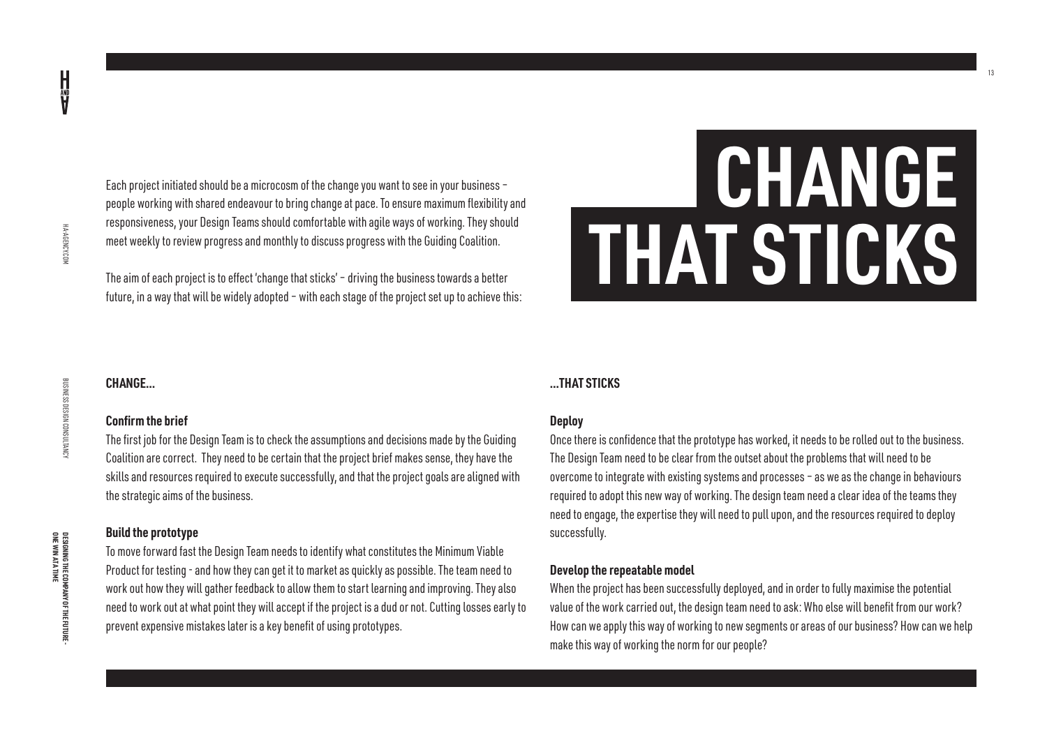# CHANGE THAT STICKS

Each project initiated should be a microcosm of the change you want to see in your business – people working with shared endeavour to bring change at pace. To ensure maximum flexibility and responsiveness, your Design Teams should comfortable with agile ways of working. They should meet weekly to review progress and monthly to discuss progress with the Guiding Coalition.

The aim of each project is to effect 'change that sticks' – driving the business towards a better future, in a way that will be widely adopted – with each stage of the project set up to achieve this:

## CHANGE...

### Confirm the brief

The first job for the Design Team is to check the assumptions and decisions made by the Guiding Coalition are correct. They need to be certain that the project brief makes sense, they have the skills and resources required to execute successfully, and that the project goals are aligned with the strategic aims of the business.

### Build the prototype

To move forward fast the Design Team needs to identify what constitutes the Minimum Viable Product for testing - and how they can get it to market as quickly as possible. The team need to work out how they will gather feedback to allow them to start learning and improving. They also need to work out at what point they will accept if the project is a dud or not. Cutting losses early to prevent expensive mistakes later is a key benefit of using prototypes.

## ...THAT STICKS

### Deploy

Once there is confidence that the prototype has worked, it needs to be rolled out to the business. The Design Team need to be clear from the outset about the problems that will need to be overcome to integrate with existing systems and processes – as we as the change in behaviours required to adopt this new way of working. The design team need a clear idea of the teams they need to engage, the expertise they will need to pull upon, and the resources required to deploy successfully.

### Develop the repeatable model

When the project has been successfully deployed, and in order to fully maximise the potential value of the work carried out, the design team need to ask: Who else will benefit from our work? How can we apply this way of working to new segments or areas of our business? How can we help make this way of working the norm for our people?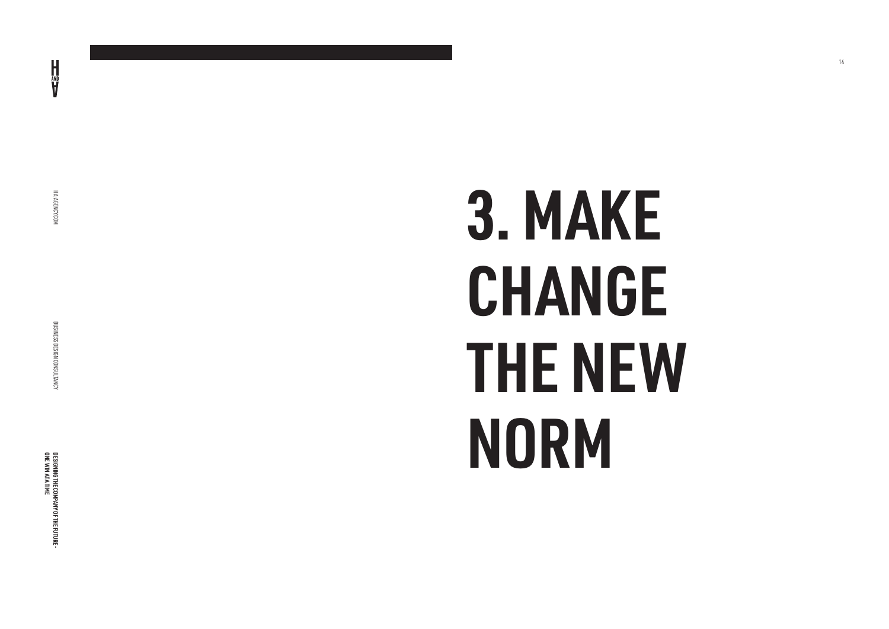# 3. MAKE CHANGE THE NEW NORM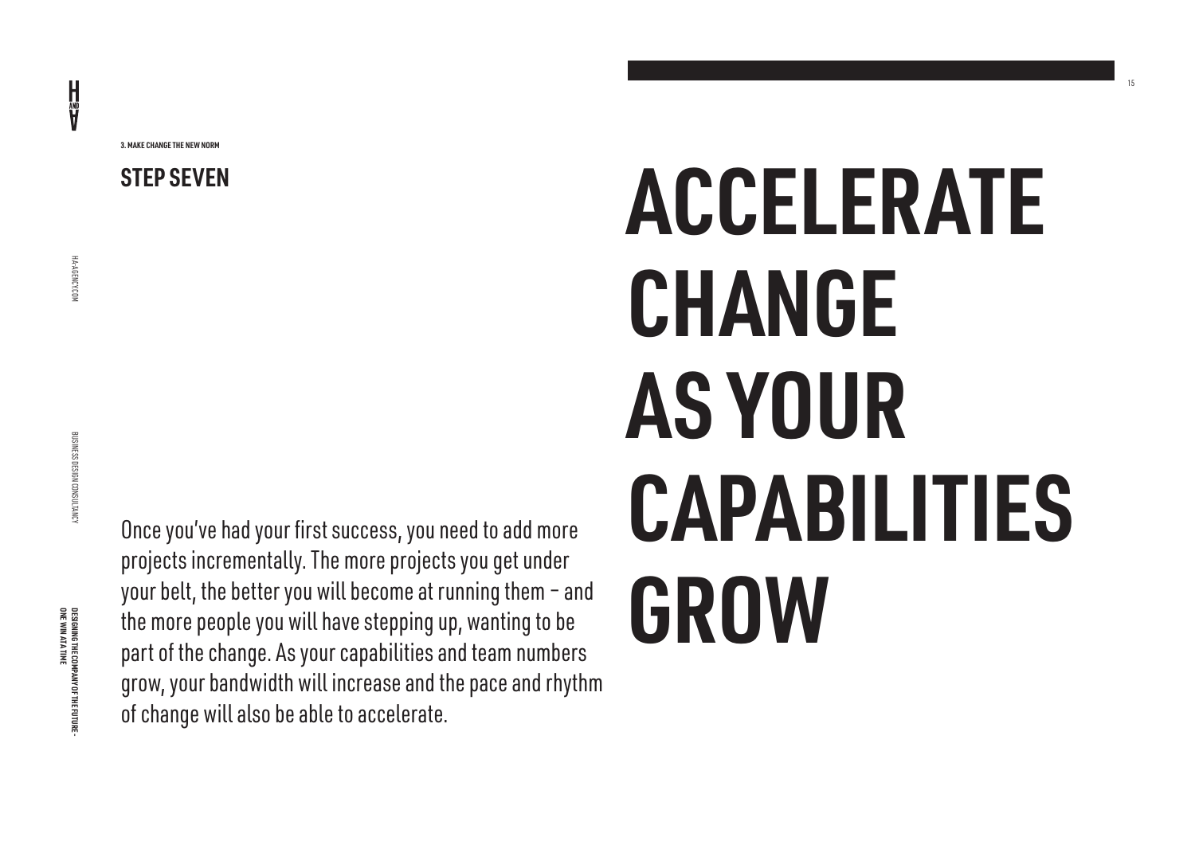3. MAKE CHANGE THE NEW NORM

## STEP SEVEN

# ACCELERATE CHANGE AS YOUR CAPABILITIES GROW

Once you've had your first success, you need to add more projects incrementally. The more projects you get under your belt, the better you will become at running them – and the more people you will have stepping up, wanting to be part of the change. As your capabilities and team numbers grow, your bandwidth will increase and the pace and rhythm of change will also be able to accelerate.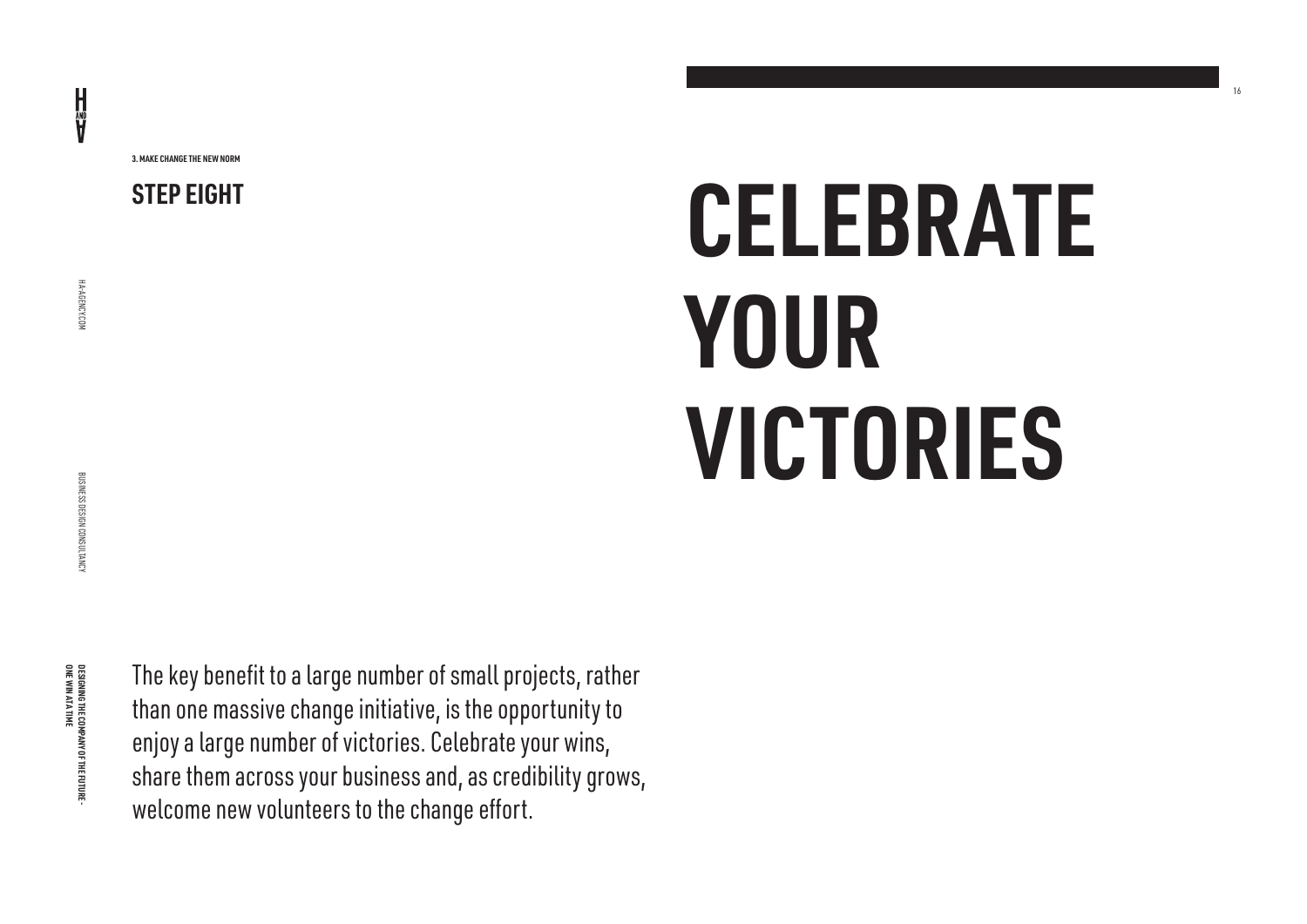3. MAKE CHANGE THE NEW NORM

## STEP EIGHT

# CELEBRATE YOUR VICTORIES

The key benefit to a large number of small projects, rather than one massive change initiative, is the opportunity to enjoy a large number of victories. Celebrate your wins, share them across your business and, as credibility grows, welcome new volunteers to the change effort.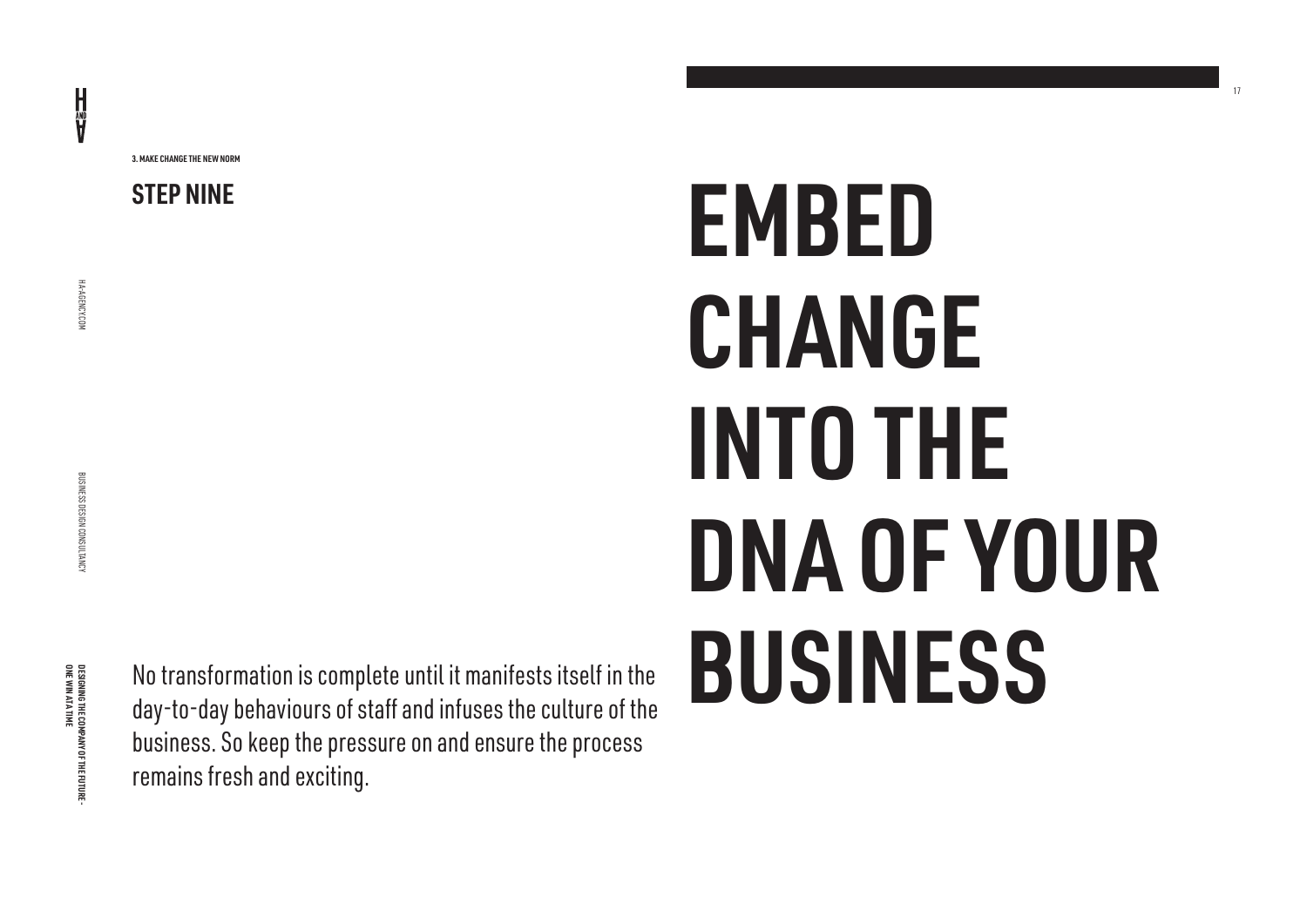3. MAKE CHANGE THE NEW NORM

## STEP NINE

# EMBED CHANGE INTO THE DNA OF YOUR BUSINESS

No transformation is complete until it manifests itself in the day-to-day behaviours of staff and infuses the culture of the business. So keep the pressure on and ensure the process remains fresh and exciting.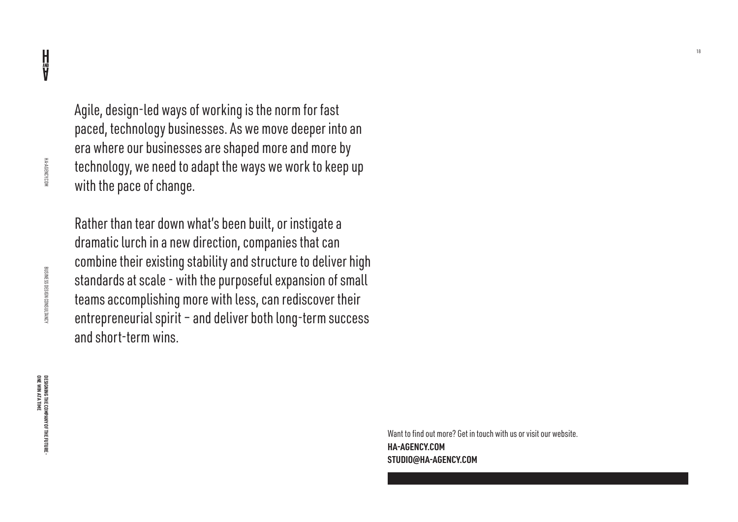Agile, design-led ways of working is the norm for fast paced, technology businesses. As we move deeper into an era where our businesses are shaped more and more by technology, we need to adapt the ways we work to keep up with the pace of change.

Rather than tear down what's been built, or instigate a dramatic lurch in a new direction, companies that can combine their existing stability and structure to deliver high standards at scale - with the purposeful expansion of small teams accomplishing more with less, can rediscover their entrepreneurial spirit – and deliver both long-term success and short-term wins.

Want to find out more? Get in touch with us or visit our website.

**HA-AGENCY.COM**

**STUDIO@HA-AGENCY.COM**